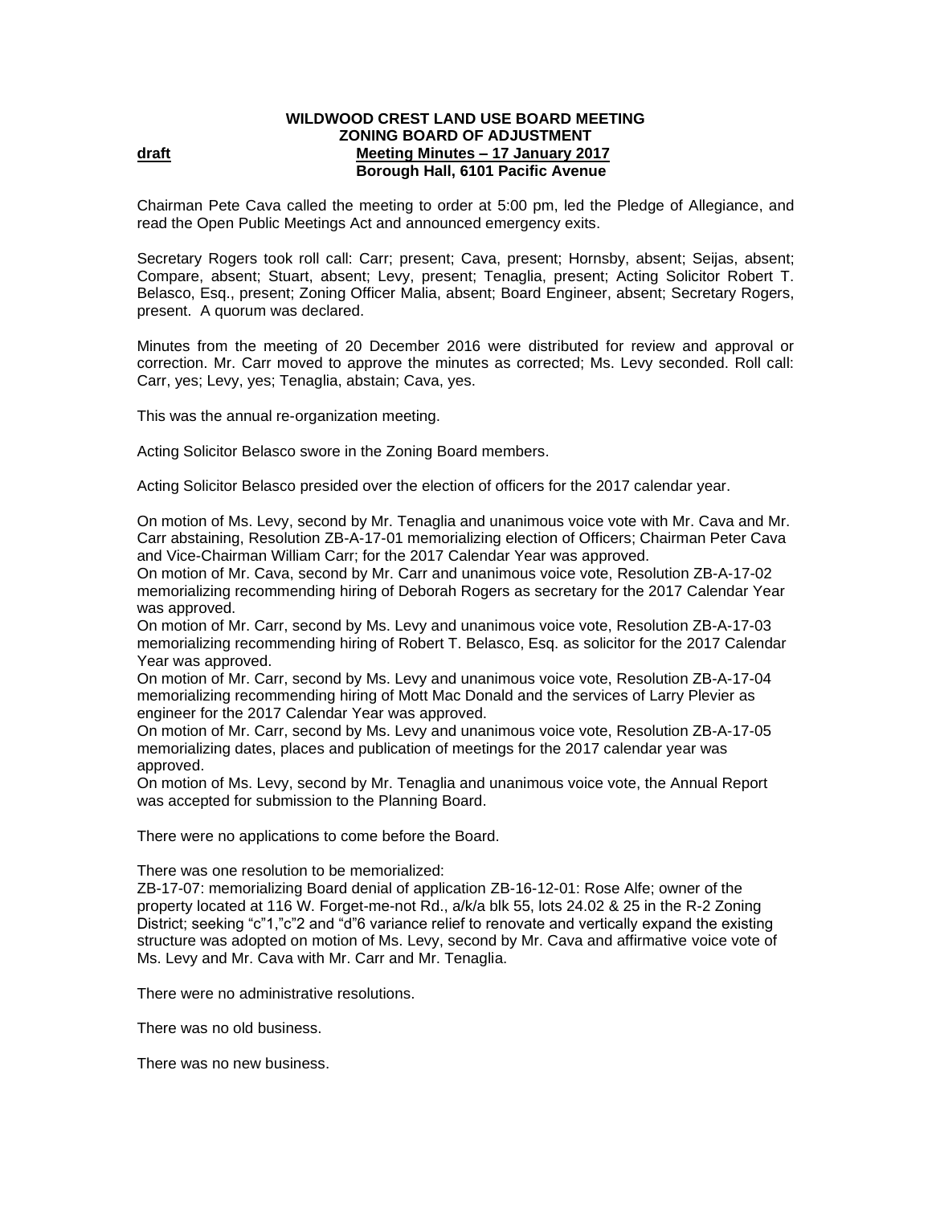**WILDWOOD CREST LAND USE BOARD MEETING**
**ZONING BOARD OF ADJUSTMENT**
**draft** **Meeting Minutes – 17 January 2017**
**Borough Hall, 6101 Pacific Avenue**

Chairman Pete Cava called the meeting to order at 5:00 pm, led the Pledge of Allegiance, and read the Open Public Meetings Act and announced emergency exits.

Secretary Rogers took roll call: Carr; present; Cava, present; Hornsby, absent; Seijas, absent; Compare, absent; Stuart, absent; Levy, present; Tenaglia, present; Acting Solicitor Robert T. Belasco, Esq., present; Zoning Officer Malia, absent; Board Engineer, absent; Secretary Rogers, present. A quorum was declared.

Minutes from the meeting of 20 December 2016 were distributed for review and approval or correction. Mr. Carr moved to approve the minutes as corrected; Ms. Levy seconded. Roll call: Carr, yes; Levy, yes; Tenaglia, abstain; Cava, yes.

This was the annual re-organization meeting.

Acting Solicitor Belasco swore in the Zoning Board members.

Acting Solicitor Belasco presided over the election of officers for the 2017 calendar year.

On motion of Ms. Levy, second by Mr. Tenaglia and unanimous voice vote with Mr. Cava and Mr. Carr abstaining, Resolution ZB-A-17-01 memorializing election of Officers; Chairman Peter Cava and Vice-Chairman William Carr; for the 2017 Calendar Year was approved.
On motion of Mr. Cava, second by Mr. Carr and unanimous voice vote, Resolution ZB-A-17-02 memorializing recommending hiring of Deborah Rogers as secretary for the 2017 Calendar Year was approved.
On motion of Mr. Carr, second by Ms. Levy and unanimous voice vote, Resolution ZB-A-17-03 memorializing recommending hiring of Robert T. Belasco, Esq. as solicitor for the 2017 Calendar Year was approved.
On motion of Mr. Carr, second by Ms. Levy and unanimous voice vote, Resolution ZB-A-17-04 memorializing recommending hiring of Mott Mac Donald and the services of Larry Plevier as engineer for the 2017 Calendar Year was approved.
On motion of Mr. Carr, second by Ms. Levy and unanimous voice vote, Resolution ZB-A-17-05 memorializing dates, places and publication of meetings for the 2017 calendar year was approved.
On motion of Ms. Levy, second by Mr. Tenaglia and unanimous voice vote, the Annual Report was accepted for submission to the Planning Board.

There were no applications to come before the Board.

There was one resolution to be memorialized:
ZB-17-07: memorializing Board denial of application ZB-16-12-01: Rose Alfe; owner of the property located at 116 W. Forget-me-not Rd., a/k/a blk 55, lots 24.02 & 25 in the R-2 Zoning District; seeking "c"1,"c"2 and "d"6 variance relief to renovate and vertically expand the existing structure was adopted on motion of Ms. Levy, second by Mr. Cava and affirmative voice vote of Ms. Levy and Mr. Cava with Mr. Carr and Mr. Tenaglia.

There were no administrative resolutions.

There was no old business.

There was no new business.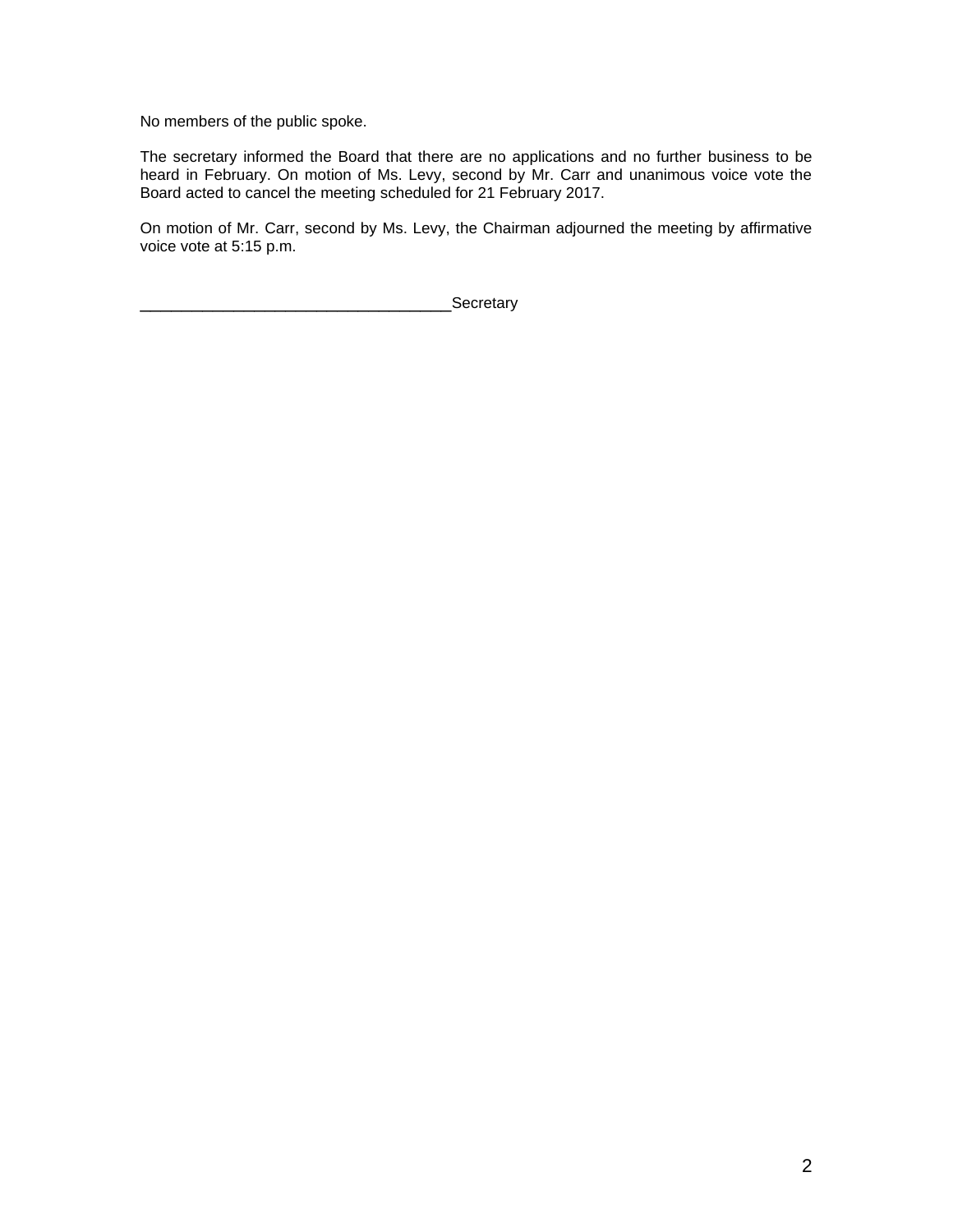No members of the public spoke.

The secretary informed the Board that there are no applications and no further business to be heard in February. On motion of Ms. Levy, second by Mr. Carr and unanimous voice vote the Board acted to cancel the meeting scheduled for 21 February 2017.

On motion of Mr. Carr, second by Ms. Levy, the Chairman adjourned the meeting by affirmative voice vote at 5:15 p.m.

___________________________________Secretary